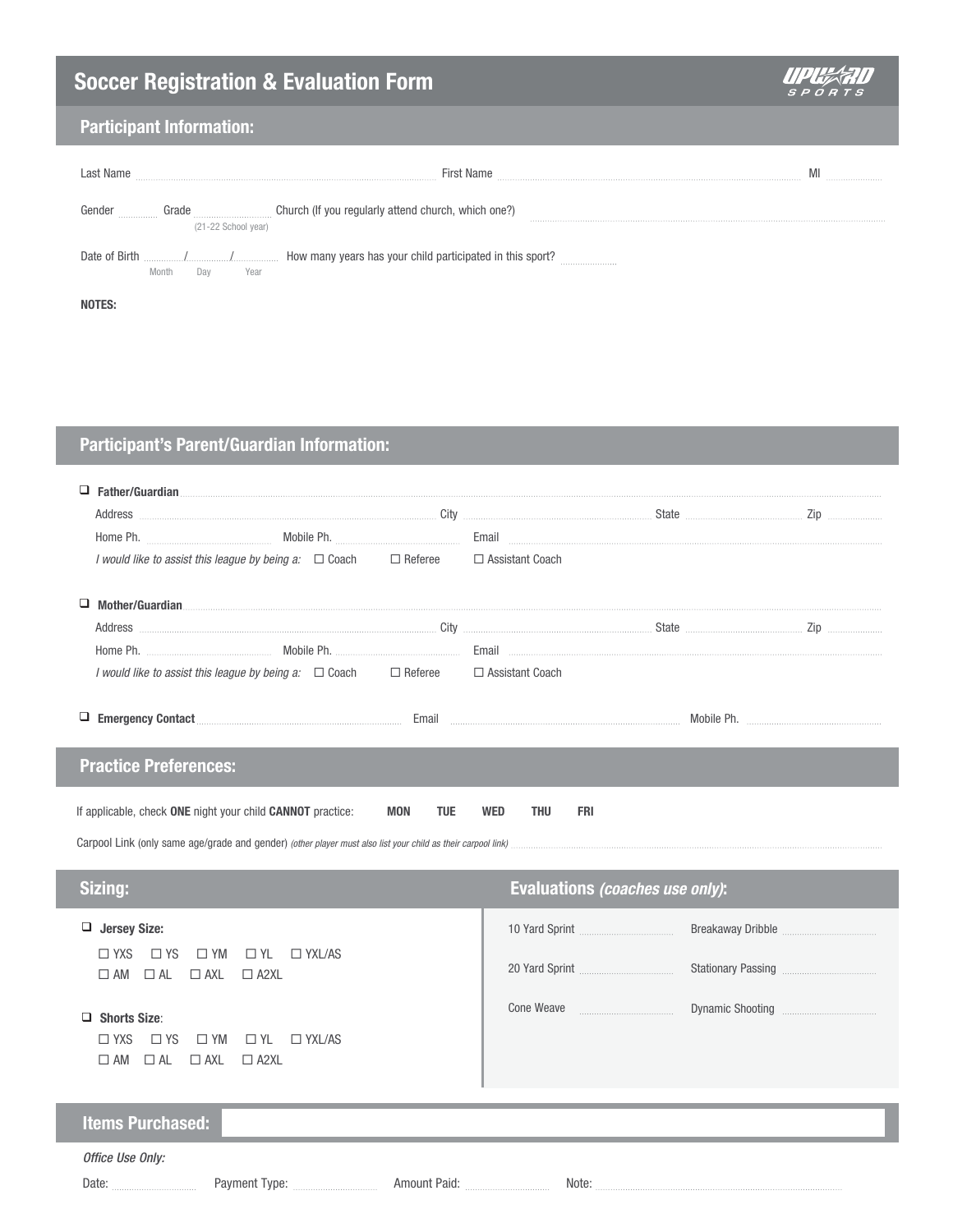# Soccer Registration & Evaluation Form

UPWARD SPORTS

## Participant Information:

Last Name ............ First Name ............ MI ............

Gender ............ Grade ............ (21-22 School year) Church (If you regularly attend church, which one?) ............

Date of Birth ....../....../...... (Month Day Year) How many years has your child participated in this sport? ............

**NOTES:**

## Participant's Parent/Guardian Information:

❑ **Father/Guardian** ............

Address ............ City ............ State ............ Zip ............

Home Ph. ............ Mobile Ph. ............ Email ............

*I would like to assist this league by being a:* ☐ Coach ☐ Referee ☐ Assistant Coach

❑ **Mother/Guardian** ............

Address ............ City ............ State ............ Zip ............

Home Ph. ............ Mobile Ph. ............ Email ............

*I would like to assist this league by being a:* ☐ Coach ☐ Referee ☐ Assistant Coach

❑ **Emergency Contact** ............ Email ............ Mobile Ph. ............

## Practice Preferences:

If applicable, check **ONE** night your child **CANNOT** practice: **MON** **TUE** **WED** **THU** **FRI**

Carpool Link (only same age/grade and gender) *(other player must also list your child as their carpool link)* ............

## Sizing:

❑ **Jersey Size:**

☐ YXS ☐ YS ☐ YM ☐ YL ☐ YXL/AS
☐ AM ☐ AL ☐ AXL ☐ A2XL

❑ **Shorts Size**:

☐ YXS ☐ YS ☐ YM ☐ YL ☐ YXL/AS
☐ AM ☐ AL ☐ AXL ☐ A2XL

## Evaluations *(coaches use only)*:

10 Yard Sprint ............ Breakaway Dribble ............

20 Yard Sprint ............ Stationary Passing ............

Cone Weave ............ Dynamic Shooting ............

## Items Purchased:

*Office Use Only:*

Date: ............ Payment Type: ............ Amount Paid: ............ Note: ............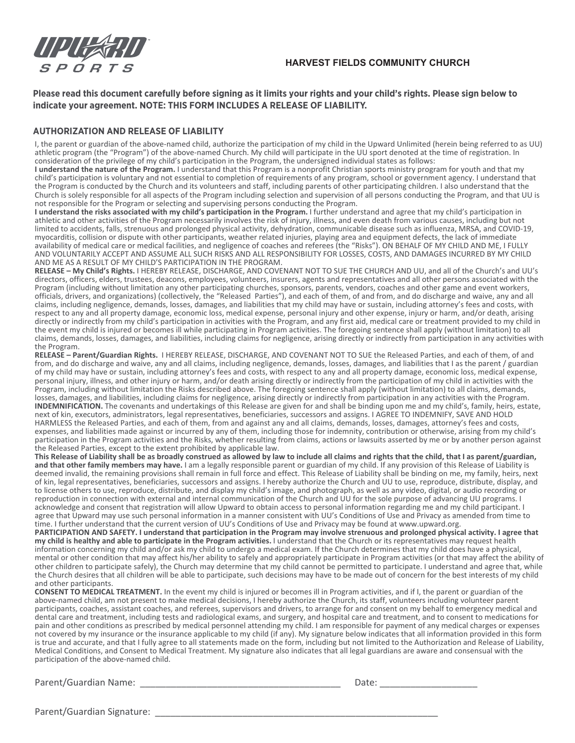UPWARD SPORTS

**HARVEST FIELDS COMMUNITY CHURCH**

**Please read this document carefully before signing as it limits your rights and your child's rights. Please sign below to indicate your agreement. NOTE: THIS FORM INCLUDES A RELEASE OF LIABILITY.**

## AUTHORIZATION AND RELEASE OF LIABILITY

I, the parent or guardian of the above-named child, authorize the participation of my child in the Upward Unlimited (herein being referred to as UU) athletic program (the "Program") of the above-named Church. My child will participate in the UU sport denoted at the time of registration. In consideration of the privilege of my child's participation in the Program, the undersigned individual states as follows:

**I understand the nature of the Program.** I understand that this Program is a nonprofit Christian sports ministry program for youth and that my child's participation is voluntary and not essential to completion of requirements of any program, school or government agency. I understand that the Program is conducted by the Church and its volunteers and staff, including parents of other participating children. I also understand that the Church is solely responsible for all aspects of the Program including selection and supervision of all persons conducting the Program, and that UU is not responsible for the Program or selecting and supervising persons conducting the Program.

**I understand the risks associated with my child's participation in the Program.** I further understand and agree that my child's participation in athletic and other activities of the Program necessarily involves the risk of injury, illness, and even death from various causes, including but not limited to accidents, falls, strenuous and prolonged physical activity, dehydration, communicable disease such as influenza, MRSA, and COVID-19, myocarditis, collision or dispute with other participants, weather related injuries, playing area and equipment defects, the lack of immediate availability of medical care or medical facilities, and negligence of coaches and referees (the "Risks"). ON BEHALF OF MY CHILD AND ME, I FULLY AND VOLUNTARILY ACCEPT AND ASSUME ALL SUCH RISKS AND ALL RESPONSIBILITY FOR LOSSES, COSTS, AND DAMAGES INCURRED BY MY CHILD AND ME AS A RESULT OF MY CHILD'S PARTICIPATION IN THE PROGRAM.

**RELEASE – My Child's Rights.** I HEREBY RELEASE, DISCHARGE, AND COVENANT NOT TO SUE THE CHURCH AND UU, and all of the Church's and UU's directors, officers, elders, trustees, deacons, employees, volunteers, insurers, agents and representatives and all other persons associated with the Program (including without limitation any other participating churches, sponsors, parents, vendors, coaches and other game and event workers, officials, drivers, and organizations) (collectively, the "Released Parties"), and each of them, of and from, and do discharge and waive, any and all claims, including negligence, demands, losses, damages, and liabilities that my child may have or sustain, including attorney's fees and costs, with respect to any and all property damage, economic loss, medical expense, personal injury and other expense, injury or harm, and/or death, arising directly or indirectly from my child's participation in activities with the Program, and any first aid, medical care or treatment provided to my child in the event my child is injured or becomes ill while participating in Program activities. The foregoing sentence shall apply (without limitation) to all claims, demands, losses, damages, and liabilities, including claims for negligence, arising directly or indirectly from participation in any activities with the Program.

**RELEASE – Parent/Guardian Rights.** I HEREBY RELEASE, DISCHARGE, AND COVENANT NOT TO SUE the Released Parties, and each of them, of and from, and do discharge and waive, any and all claims, including negligence, demands, losses, damages, and liabilities that I as the parent / guardian of my child may have or sustain, including attorney's fees and costs, with respect to any and all property damage, economic loss, medical expense, personal injury, illness, and other injury or harm, and/or death arising directly or indirectly from the participation of my child in activities with the Program, including without limitation the Risks described above. The foregoing sentence shall apply (without limitation) to all claims, demands, losses, damages, and liabilities, including claims for negligence, arising directly or indirectly from participation in any activities with the Program.

**INDEMNIFICATION.** The covenants and undertakings of this Release are given for and shall be binding upon me and my child's, family, heirs, estate, next of kin, executors, administrators, legal representatives, beneficiaries, successors and assigns. I AGREE TO INDEMNIFY, SAVE AND HOLD HARMLESS the Released Parties, and each of them, from and against any and all claims, demands, losses, damages, attorney's fees and costs, expenses, and liabilities made against or incurred by any of them, including those for indemnity, contribution or otherwise, arising from my child's participation in the Program activities and the Risks, whether resulting from claims, actions or lawsuits asserted by me or by another person against the Released Parties, except to the extent prohibited by applicable law.

**This Release of Liability shall be as broadly construed as allowed by law to include all claims and rights that the child, that I as parent/guardian, and that other family members may have.** I am a legally responsible parent or guardian of my child. If any provision of this Release of Liability is deemed invalid, the remaining provisions shall remain in full force and effect. This Release of Liability shall be binding on me, my family, heirs, next of kin, legal representatives, beneficiaries, successors and assigns. I hereby authorize the Church and UU to use, reproduce, distribute, display, and to license others to use, reproduce, distribute, and display my child's image, and photograph, as well as any video, digital, or audio recording or reproduction in connection with external and internal communication of the Church and UU for the sole purpose of advancing UU programs. I acknowledge and consent that registration will allow Upward to obtain access to personal information regarding me and my child participant. I agree that Upward may use such personal information in a manner consistent with UU's Conditions of Use and Privacy as amended from time to time. I further understand that the current version of UU's Conditions of Use and Privacy may be found at www.upward.org.

**PARTICIPATION AND SAFETY. I understand that participation in the Program may involve strenuous and prolonged physical activity. I agree that my child is healthy and able to participate in the Program activities.** I understand that the Church or its representatives may request health information concerning my child and/or ask my child to undergo a medical exam. If the Church determines that my child does have a physical, mental or other condition that may affect his/her ability to safely and appropriately participate in Program activities (or that may affect the ability of other children to participate safely), the Church may determine that my child cannot be permitted to participate. I understand and agree that, while the Church desires that all children will be able to participate, such decisions may have to be made out of concern for the best interests of my child and other participants.

**CONSENT TO MEDICAL TREATMENT.** In the event my child is injured or becomes ill in Program activities, and if I, the parent or guardian of the above-named child, am not present to make medical decisions, I hereby authorize the Church, its staff, volunteers including volunteer parent participants, coaches, assistant coaches, and referees, supervisors and drivers, to arrange for and consent on my behalf to emergency medical and dental care and treatment, including tests and radiological exams, and surgery, and hospital care and treatment, and to consent to medications for pain and other conditions as prescribed by medical personnel attending my child. I am responsible for payment of any medical charges or expenses not covered by my insurance or the insurance applicable to my child (if any). My signature below indicates that all information provided in this form is true and accurate, and that I fully agree to all statements made on the form, including but not limited to the Authorization and Release of Liability, Medical Conditions, and Consent to Medical Treatment. My signature also indicates that all legal guardians are aware and consensual with the participation of the above-named child.

Parent/Guardian Name: ________________________________________ Date: ___________________

Parent/Guardian Signature: _________________________________________________________